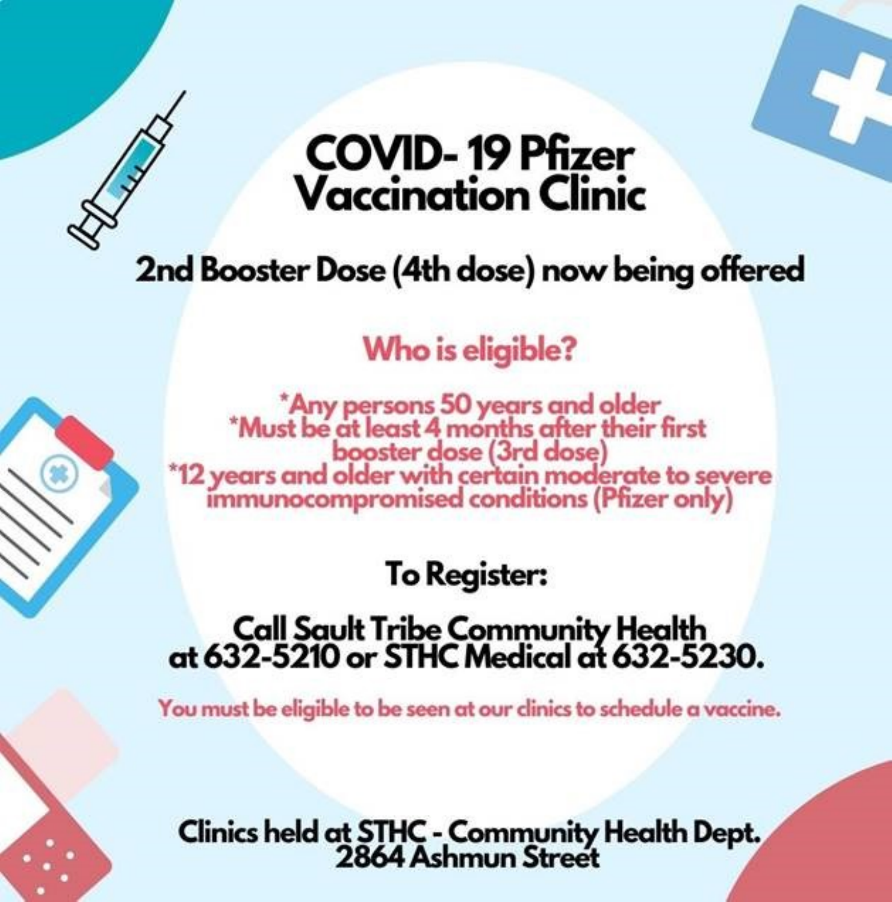# COVID- 19 Pfizer Vaccination Clinic

## 2nd Booster Dose (4th dose) now being offered

### Who is eligible?

*Any persons 50 years and older
*Must be at least 4 months after their first booster dose (3rd dose)
*12 years and older with certain moderate to severe immunocompromised conditions (Pfizer only)

### To Register:

**Call Sault Tribe Community Health at 632-5210 or STHC Medical at 632-5230.**

You must be eligible to be seen at our clinics to schedule a vaccine.

**Clinics held at STHC - Community Health Dept.
2864 Ashmun Street**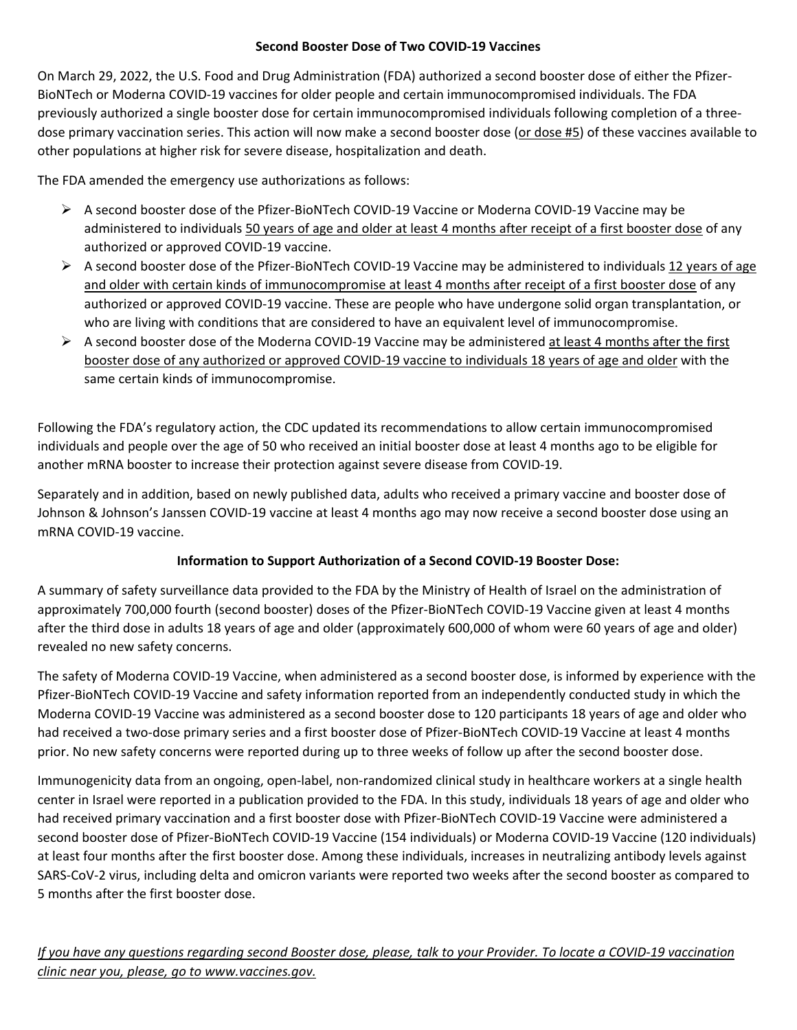## Second Booster Dose of Two COVID-19 Vaccines

On March 29, 2022, the U.S. Food and Drug Administration (FDA) authorized a second booster dose of either the Pfizer-BioNTech or Moderna COVID-19 vaccines for older people and certain immunocompromised individuals. The FDA previously authorized a single booster dose for certain immunocompromised individuals following completion of a three-dose primary vaccination series. This action will now make a second booster dose (<u>or dose #5</u>) of these vaccines available to other populations at higher risk for severe disease, hospitalization and death.

The FDA amended the emergency use authorizations as follows:

- A second booster dose of the Pfizer-BioNTech COVID-19 Vaccine or Moderna COVID-19 Vaccine may be administered to individuals <u>50 years of age and older at least 4 months after receipt of a first booster dose</u> of any authorized or approved COVID-19 vaccine.
- A second booster dose of the Pfizer-BioNTech COVID-19 Vaccine may be administered to individuals <u>12 years of age and older with certain kinds of immunocompromise at least 4 months after receipt of a first booster dose</u> of any authorized or approved COVID-19 vaccine. These are people who have undergone solid organ transplantation, or who are living with conditions that are considered to have an equivalent level of immunocompromise.
- A second booster dose of the Moderna COVID-19 Vaccine may be administered <u>at least 4 months after the first booster dose of any authorized or approved COVID-19 vaccine to individuals 18 years of age and older</u> with the same certain kinds of immunocompromise.

Following the FDA's regulatory action, the CDC updated its recommendations to allow certain immunocompromised individuals and people over the age of 50 who received an initial booster dose at least 4 months ago to be eligible for another mRNA booster to increase their protection against severe disease from COVID-19.

Separately and in addition, based on newly published data, adults who received a primary vaccine and booster dose of Johnson & Johnson's Janssen COVID-19 vaccine at least 4 months ago may now receive a second booster dose using an mRNA COVID-19 vaccine.

### Information to Support Authorization of a Second COVID-19 Booster Dose:

A summary of safety surveillance data provided to the FDA by the Ministry of Health of Israel on the administration of approximately 700,000 fourth (second booster) doses of the Pfizer-BioNTech COVID-19 Vaccine given at least 4 months after the third dose in adults 18 years of age and older (approximately 600,000 of whom were 60 years of age and older) revealed no new safety concerns.

The safety of Moderna COVID-19 Vaccine, when administered as a second booster dose, is informed by experience with the Pfizer-BioNTech COVID-19 Vaccine and safety information reported from an independently conducted study in which the Moderna COVID-19 Vaccine was administered as a second booster dose to 120 participants 18 years of age and older who had received a two-dose primary series and a first booster dose of Pfizer-BioNTech COVID-19 Vaccine at least 4 months prior. No new safety concerns were reported during up to three weeks of follow up after the second booster dose.

Immunogenicity data from an ongoing, open-label, non-randomized clinical study in healthcare workers at a single health center in Israel were reported in a publication provided to the FDA. In this study, individuals 18 years of age and older who had received primary vaccination and a first booster dose with Pfizer-BioNTech COVID-19 Vaccine were administered a second booster dose of Pfizer-BioNTech COVID-19 Vaccine (154 individuals) or Moderna COVID-19 Vaccine (120 individuals) at least four months after the first booster dose. Among these individuals, increases in neutralizing antibody levels against SARS-CoV-2 virus, including delta and omicron variants were reported two weeks after the second booster as compared to 5 months after the first booster dose.

*<u>If you have any questions regarding second Booster dose, please, talk to your Provider. To locate a COVID-19 vaccination clinic near you, please, go to www.vaccines.gov.</u>*